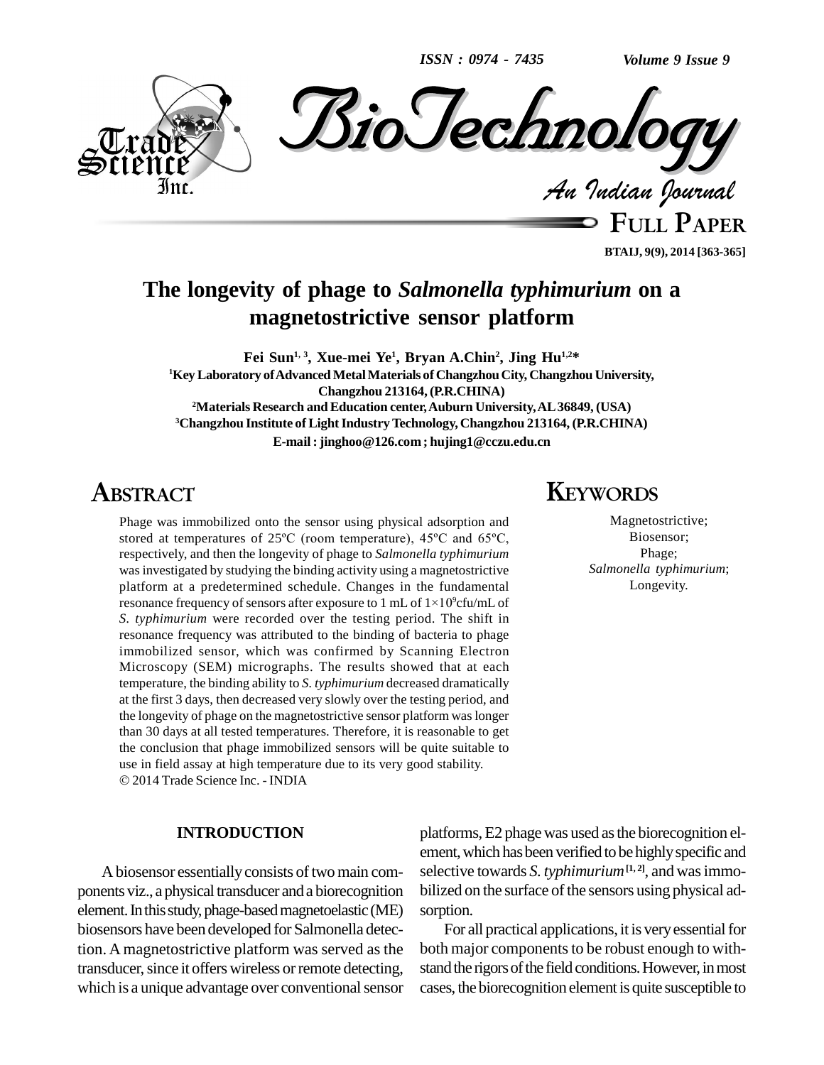# The longevity of phage to *Salmonella typhimurium* on a magnetostrictive sensor platform

**Fei Sun[1,3], Xue-mei Ye[1], Bryan A.Chin[2], Jing Hu[1,2]***

[1]Key Laboratory of Advanced Metal Materials of Changzhou City, Changzhou University, Changzhou 213164, (P.R.CHINA)

[2]Materials Research and Education center, Auburn University, AL 36849, (USA)

[3]Changzhou Institute of Light Industry Technology, Changzhou 213164, (P.R.CHINA)

E-mail : jinghoo@126.com ; hujing1@cczu.edu.cn

## ABSTRACT

Phage was immobilized onto the sensor using physical adsorption and stored at temperatures of 25ºC (room temperature), 45ºC and 65ºC, respectively, and then the longevity of phage to *Salmonella typhimurium* was investigated by studying the binding activity using a magnetostrictive platform at a predetermined schedule. Changes in the fundamental resonance frequency of sensors after exposure to 1 mL of $1\times10^{9}$cfu/mL of *S. typhimurium* were recorded over the testing period. The shift in resonance frequency was attributed to the binding of bacteria to phage immobilized sensor, which was confirmed by Scanning Electron Microscopy (SEM) micrographs. The results showed that at each temperature, the binding ability to *S. typhimurium* decreased dramatically at the first 3 days, then decreased very slowly over the testing period, and the longevity of phage on the magnetostrictive sensor platform was longer than 30 days at all tested temperatures. Therefore, it is reasonable to get the conclusion that phage immobilized sensors will be quite suitable to use in field assay at high temperature due to its very good stability.

© 2014 Trade Science Inc. - INDIA

## KEYWORDS

Magnetostrictive;
Biosensor;
Phage;
*Salmonella typhimurium*;
Longevity.

## INTRODUCTION

A biosensor essentially consists of two main components viz., a physical transducer and a biorecognition element. In this study, phage-based magnetoelastic (ME) biosensors have been developed for Salmonella detection. A magnetostrictive platform was served as the transducer, since it offers wireless or remote detecting, which is a unique advantage over conventional sensor platforms, E2 phage was used as the biorecognition element, which has been verified to be highly specific and selective towards *S. typhimurium*[1,2], and was immobilized on the surface of the sensors using physical adsorption.

For all practical applications, it is very essential for both major components to be robust enough to withstand the rigors of the field conditions. However, in most cases, the biorecognition element is quite susceptible to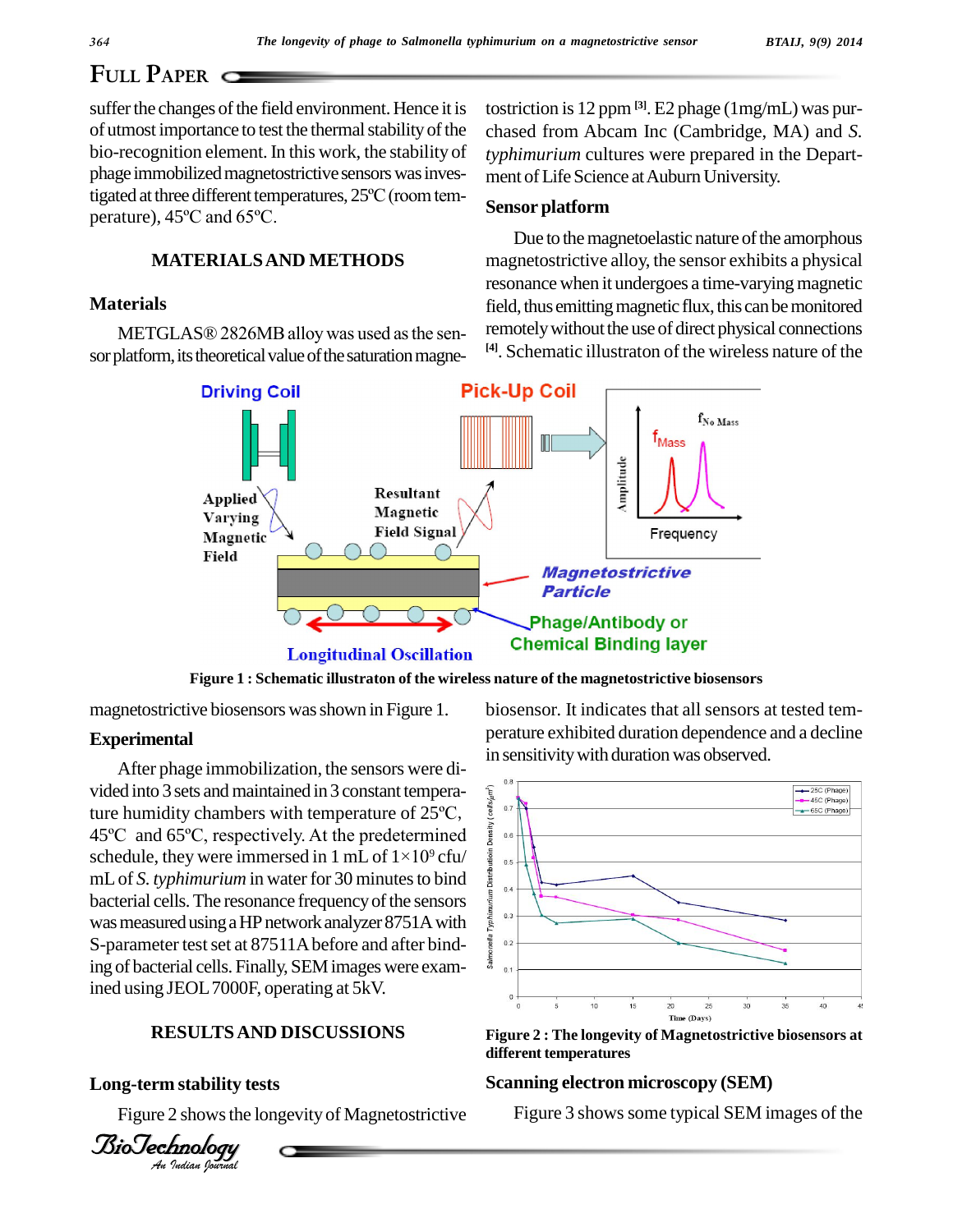## FULL PAPER

suffer the changes of the field environment. Hence it is of utmost importance to test the thermal stability of the bio-recognition element. In this work, the stability of phage immobilized magnetostrictive sensors was investigated at three different temperatures, 25ºC (room temperature), 45ºC and 65ºC.

## MATERIALS AND METHODS

### Materials

METGLAS® 2826MB alloy was used as the sensor platform, its theoretical value of the saturation magnetostriction is 12 ppm [3]. E2 phage (1mg/mL) was purchased from Abcam Inc (Cambridge, MA) and *S. typhimurium* cultures were prepared in the Department of Life Science at Auburn University.

### Sensor platform

Due to the magnetoelastic nature of the amorphous magnetostrictive alloy, the sensor exhibits a physical resonance when it undergoes a time-varying magnetic field, thus emitting magnetic flux, this can be monitored remotely without the use of direct physical connections [4]. Schematic illustraton of the wireless nature of the magnetostrictive biosensors was shown in Figure 1.

**Figure 1 : Schematic illustraton of the wireless nature of the magnetostrictive biosensors**

### Experimental

After phage immobilization, the sensors were divided into 3 sets and maintained in 3 constant temperature humidity chambers with temperature of 25ºC, 45ºC and 65ºC, respectively. At the predetermined schedule, they were immersed in 1 mL of $1\times10^9$ cfu/mL of *S. typhimurium* in water for 30 minutes to bind bacterial cells. The resonance frequency of the sensors was measured using a HP network analyzer 8751A with S-parameter test set at 87511A before and after binding of bacterial cells. Finally, SEM images were examined using JEOL 7000F, operating at 5kV.

## RESULTS AND DISCUSSIONS

### Long-term stability tests

Figure 2 shows the longevity of Magnetostrictive biosensor. It indicates that all sensors at tested temperature exhibited duration dependence and a decline in sensitivity with duration was observed.

**Figure 2 : The longevity of Magnetostrictive biosensors at different temperatures**

### Scanning electron microscopy (SEM)

Figure 3 shows some typical SEM images of the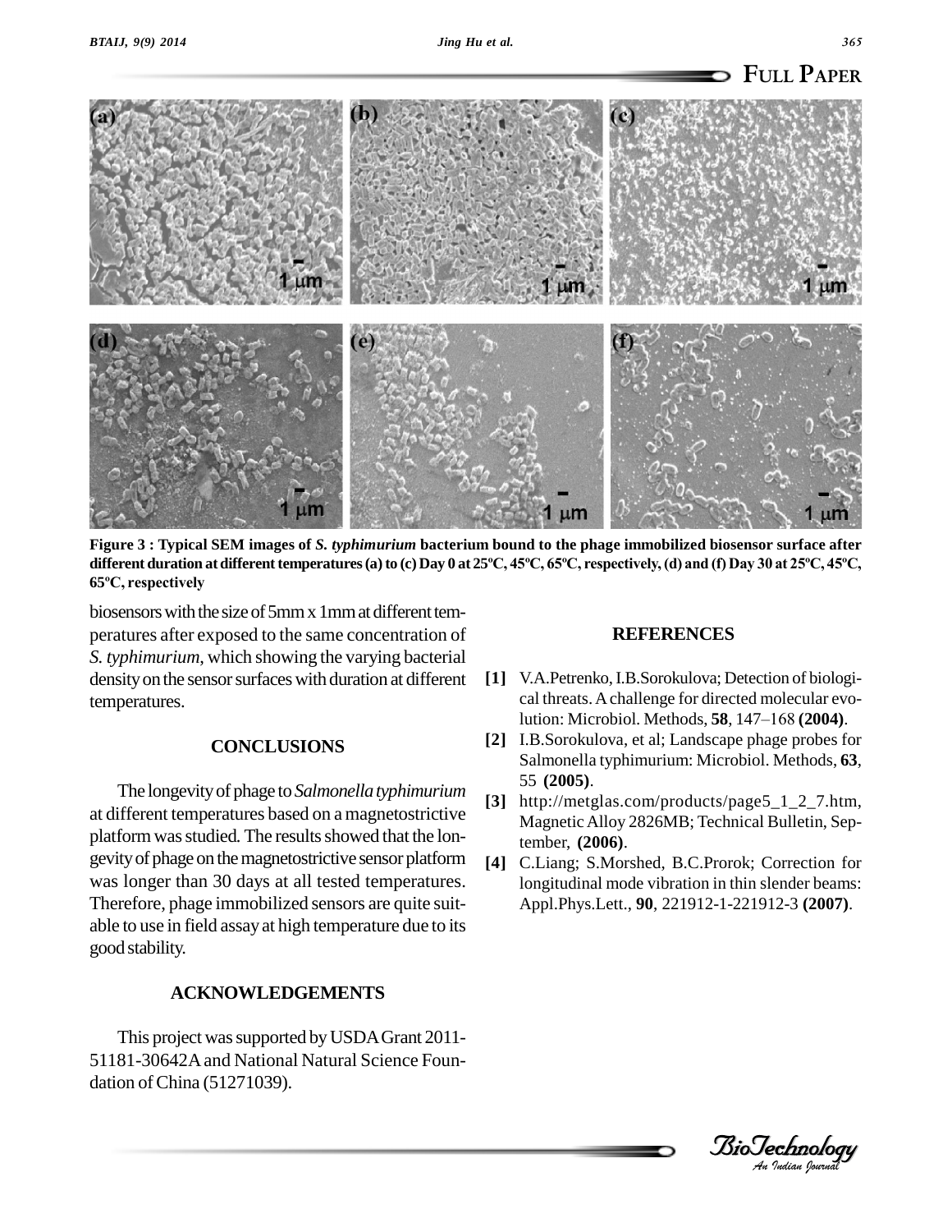(a) 1 μm (b) 1 μm (c) 1 μm

(d) 1 μm (e) 1 μm (f) 1 μm

**Figure 3 : Typical SEM images of *S. typhimurium* bacterium bound to the phage immobilized biosensor surface after different duration at different temperatures (a) to (c) Day 0 at 25ºC, 45ºC, 65ºC, respectively, (d) and (f) Day 30 at 25ºC, 45ºC, 65ºC, respectively**

biosensors with the size of 5mm x 1mm at different temperatures after exposed to the same concentration of *S. typhimurium*, which showing the varying bacterial density on the sensor surfaces with duration at different temperatures.

## CONCLUSIONS

The longevity of phage to *Salmonella typhimurium* at different temperatures based on a magnetostrictive platform was studied. The results showed that the longevity of phage on the magnetostrictive sensor platform was longer than 30 days at all tested temperatures. Therefore, phage immobilized sensors are quite suitable to use in field assay at high temperature due to its good stability.

## ACKNOWLEDGEMENTS

This project was supported by USDA Grant 2011-51181-30642A and National Natural Science Foundation of China (51271039).

## REFERENCES

**[1]** V.A.Petrenko, I.B.Sorokulova; Detection of biological threats. A challenge for directed molecular evolution: Microbiol. Methods, **58**, 147–168 **(2004)**.

**[2]** I.B.Sorokulova, et al; Landscape phage probes for Salmonella typhimurium: Microbiol. Methods, **63**, 55 **(2005)**.

**[3]** http://metglas.com/products/page5_1_2_7.htm, Magnetic Alloy 2826MB; Technical Bulletin, September, **(2006)**.

**[4]** C.Liang; S.Morshed, B.C.Prorok; Correction for longitudinal mode vibration in thin slender beams: Appl.Phys.Lett., **90**, 221912-1-221912-3 **(2007)**.